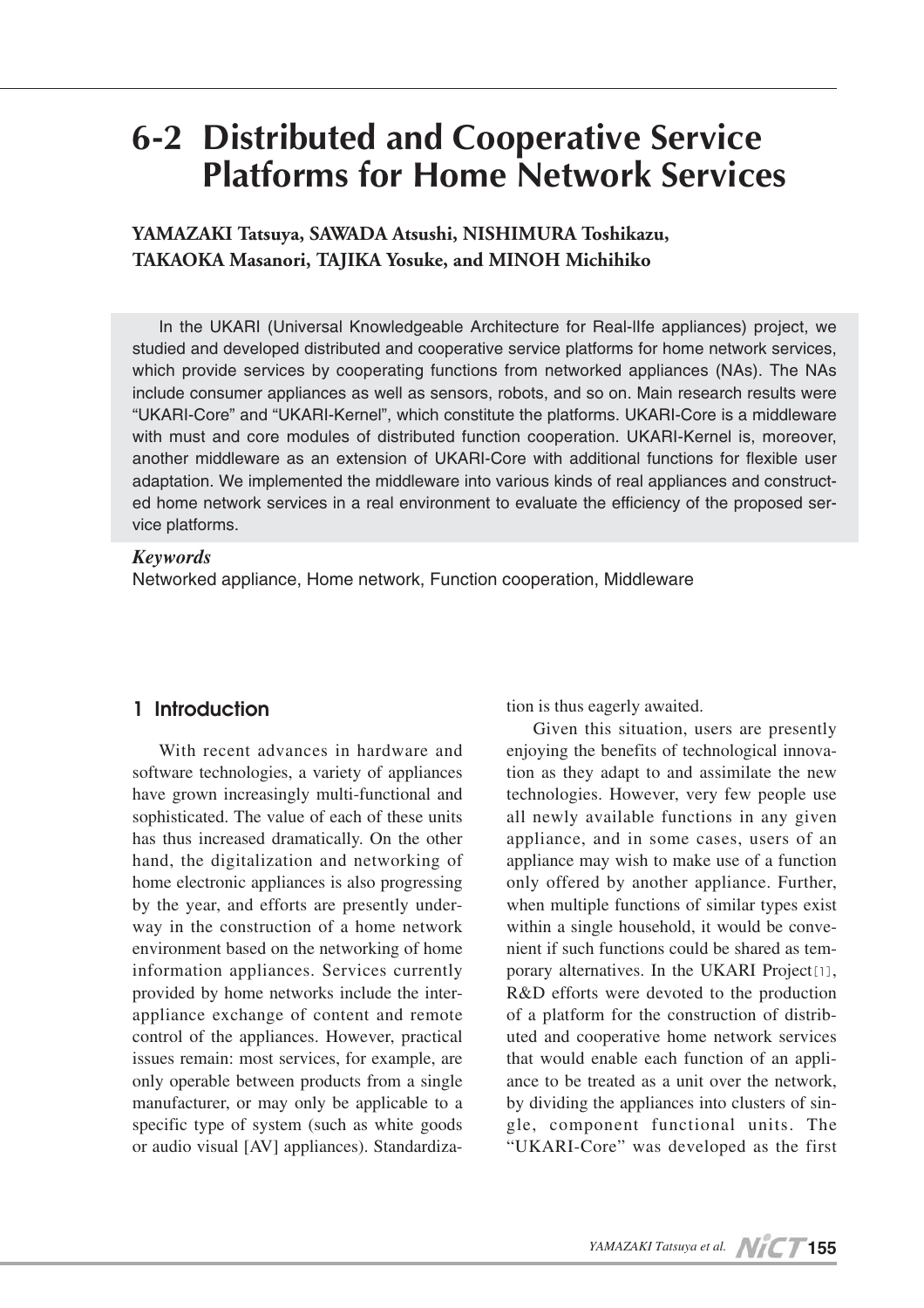# 6-2 Distributed and Cooperative Service Platforms for Home Network Services

**YAMAZAKI Tatsuya, SAWADA Atsushi, NISHIMURA Toshikazu, TAKAOKA Masanori, TAJIKA Yosuke, and MINOH Michihiko**

In the UKARI (Universal Knowledgeable Architecture for Real-lIfe appliances) project, we studied and developed distributed and cooperative service platforms for home network services, which provide services by cooperating functions from networked appliances (NAs). The NAs include consumer appliances as well as sensors, robots, and so on. Main research results were "UKARI-Core" and "UKARI-Kernel", which constitute the platforms. UKARI-Core is a middleware with must and core modules of distributed function cooperation. UKARI-Kernel is, moreover, another middleware as an extension of UKARI-Core with additional functions for flexible user adaptation. We implemented the middleware into various kinds of real appliances and constructed home network services in a real environment to evaluate the efficiency of the proposed service platforms.

***Keywords***

Networked appliance, Home network, Function cooperation, Middleware

## 1 Introduction

With recent advances in hardware and software technologies, a variety of appliances have grown increasingly multi-functional and sophisticated. The value of each of these units has thus increased dramatically. On the other hand, the digitalization and networking of home electronic appliances is also progressing by the year, and efforts are presently underway in the construction of a home network environment based on the networking of home information appliances. Services currently provided by home networks include the inter-appliance exchange of content and remote control of the appliances. However, practical issues remain: most services, for example, are only operable between products from a single manufacturer, or may only be applicable to a specific type of system (such as white goods or audio visual [AV] appliances). Standardization is thus eagerly awaited.

Given this situation, users are presently enjoying the benefits of technological innovation as they adapt to and assimilate the new technologies. However, very few people use all newly available functions in any given appliance, and in some cases, users of an appliance may wish to make use of a function only offered by another appliance. Further, when multiple functions of similar types exist within a single household, it would be convenient if such functions could be shared as temporary alternatives. In the UKARI Project[1], R&D efforts were devoted to the production of a platform for the construction of distributed and cooperative home network services that would enable each function of an appliance to be treated as a unit over the network, by dividing the appliances into clusters of single, component functional units. The "UKARI-Core" was developed as the first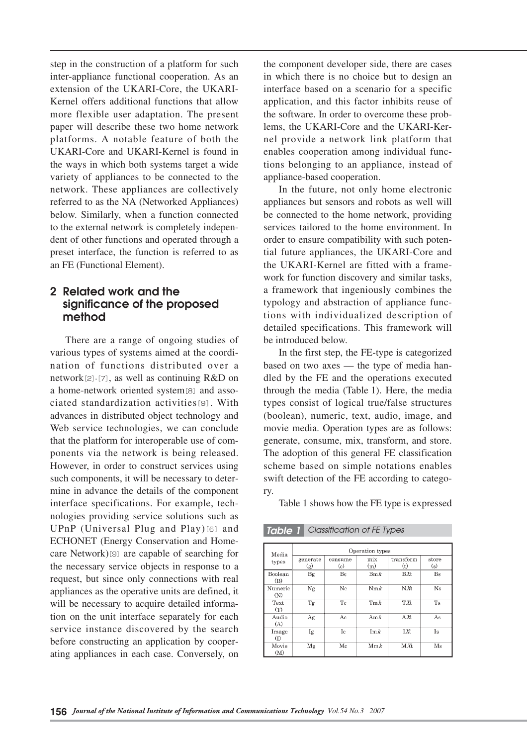step in the construction of a platform for such inter-appliance functional cooperation. As an extension of the UKARI-Core, the UKARI-Kernel offers additional functions that allow more flexible user adaptation. The present paper will describe these two home network platforms. A notable feature of both the UKARI-Core and UKARI-Kernel is found in the ways in which both systems target a wide variety of appliances to be connected to the network. These appliances are collectively referred to as the NA (Networked Appliances) below. Similarly, when a function connected to the external network is completely independent of other functions and operated through a preset interface, the function is referred to as an FE (Functional Element).

## 2 Related work and the significance of the proposed method

There are a range of ongoing studies of various types of systems aimed at the coordination of functions distributed over a network[2]-[7], as well as continuing R&D on a home-network oriented system[8] and associated standardization activities[9]. With advances in distributed object technology and Web service technologies, we can conclude that the platform for interoperable use of components via the network is being released. However, in order to construct services using such components, it will be necessary to determine in advance the details of the component interface specifications. For example, technologies providing service solutions such as UPnP (Universal Plug and Play)[6] and ECHONET (Energy Conservation and Homecare Network)[9] are capable of searching for the necessary service objects in response to a request, but since only connections with real appliances as the operative units are defined, it will be necessary to acquire detailed information on the unit interface separately for each service instance discovered by the search before constructing an application by cooperating appliances in each case. Conversely, on the component developer side, there are cases in which there is no choice but to design an interface based on a scenario for a specific application, and this factor inhibits reuse of the software. In order to overcome these problems, the UKARI-Core and the UKARI-Kernel provide a network link platform that enables cooperation among individual functions belonging to an appliance, instead of appliance-based cooperation.

In the future, not only home electronic appliances but sensors and robots as well will be connected to the home network, providing services tailored to the home environment. In order to ensure compatibility with such potential future appliances, the UKARI-Core and the UKARI-Kernel are fitted with a framework for function discovery and similar tasks, a framework that ingeniously combines the typology and abstraction of appliance functions with individualized description of detailed specifications. This framework will be introduced below.

In the first step, the FE-type is categorized based on two axes — the type of media handled by the FE and the operations executed through the media (Table 1). Here, the media types consist of logical true/false structures (boolean), numeric, text, audio, image, and movie media. Operation types are as follows: generate, consume, mix, transform, and store. The adoption of this general FE classification scheme based on simple notations enables swift detection of the FE according to category.

Table 1 shows how the FE type is expressed

**Table 1** Classification of FE Types

| Media types | Operation types | | | | |
|---|---|---|---|---|---|
| | generate (g) | consume (c) | mix (m) | transform (t) | store (s) |
| Boolean (B) | Bg | Bc | Bm*k* | B*X*t | Bs |
| Numeric (N) | Ng | Nc | Nm*k* | N*X*t | Ns |
| Text (T) | Tg | Tc | Tm*k* | T*X*t | Ts |
| Audio (A) | Ag | Ac | Am*k* | A*X*t | As |
| Image (I) | Ig | Ic | Im*k* | I*X*t | Is |
| Movie (M) | Mg | Mc | Mm*k* | M*X*t | Ms |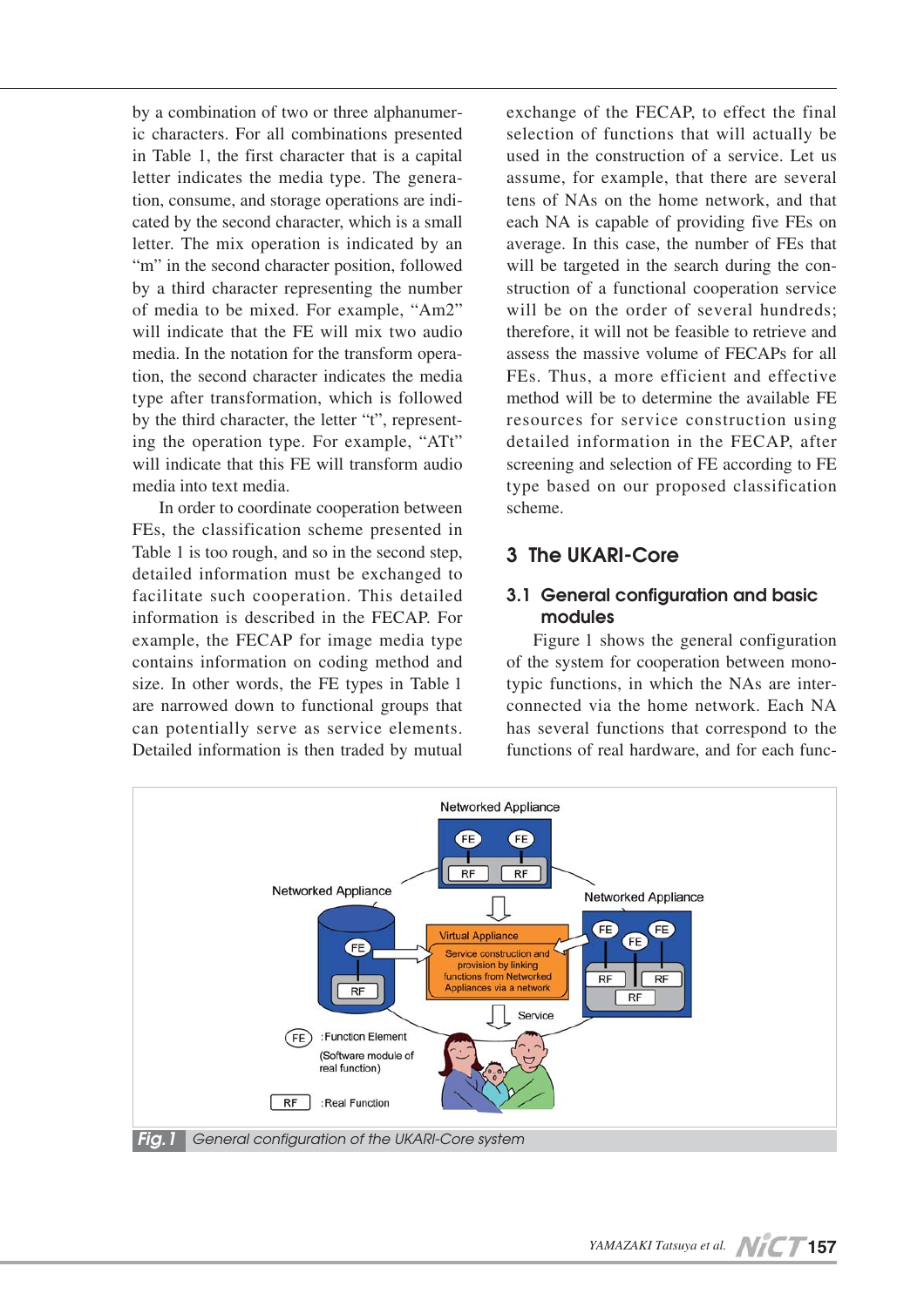by a combination of two or three alphanumeric characters. For all combinations presented in Table 1, the first character that is a capital letter indicates the media type. The generation, consume, and storage operations are indicated by the second character, which is a small letter. The mix operation is indicated by an "m" in the second character position, followed by a third character representing the number of media to be mixed. For example, "Am2" will indicate that the FE will mix two audio media. In the notation for the transform operation, the second character indicates the media type after transformation, which is followed by the third character, the letter "t", representing the operation type. For example, "ATt" will indicate that this FE will transform audio media into text media.

In order to coordinate cooperation between FEs, the classification scheme presented in Table 1 is too rough, and so in the second step, detailed information must be exchanged to facilitate such cooperation. This detailed information is described in the FECAP. For example, the FECAP for image media type contains information on coding method and size. In other words, the FE types in Table 1 are narrowed down to functional groups that can potentially serve as service elements. Detailed information is then traded by mutual exchange of the FECAP, to effect the final selection of functions that will actually be used in the construction of a service. Let us assume, for example, that there are several tens of NAs on the home network, and that each NA is capable of providing five FEs on average. In this case, the number of FEs that will be targeted in the search during the construction of a functional cooperation service will be on the order of several hundreds; therefore, it will not be feasible to retrieve and assess the massive volume of FECAPs for all FEs. Thus, a more efficient and effective method will be to determine the available FE resources for service construction using detailed information in the FECAP, after screening and selection of FE according to FE type based on our proposed classification scheme.

## 3 The UKARI-Core

### 3.1 General configuration and basic modules

Figure 1 shows the general configuration of the system for cooperation between monotypic functions, in which the NAs are interconnected via the home network. Each NA has several functions that correspond to the functions of real hardware, and for each func-

**Fig.1** General configuration of the UKARI-Core system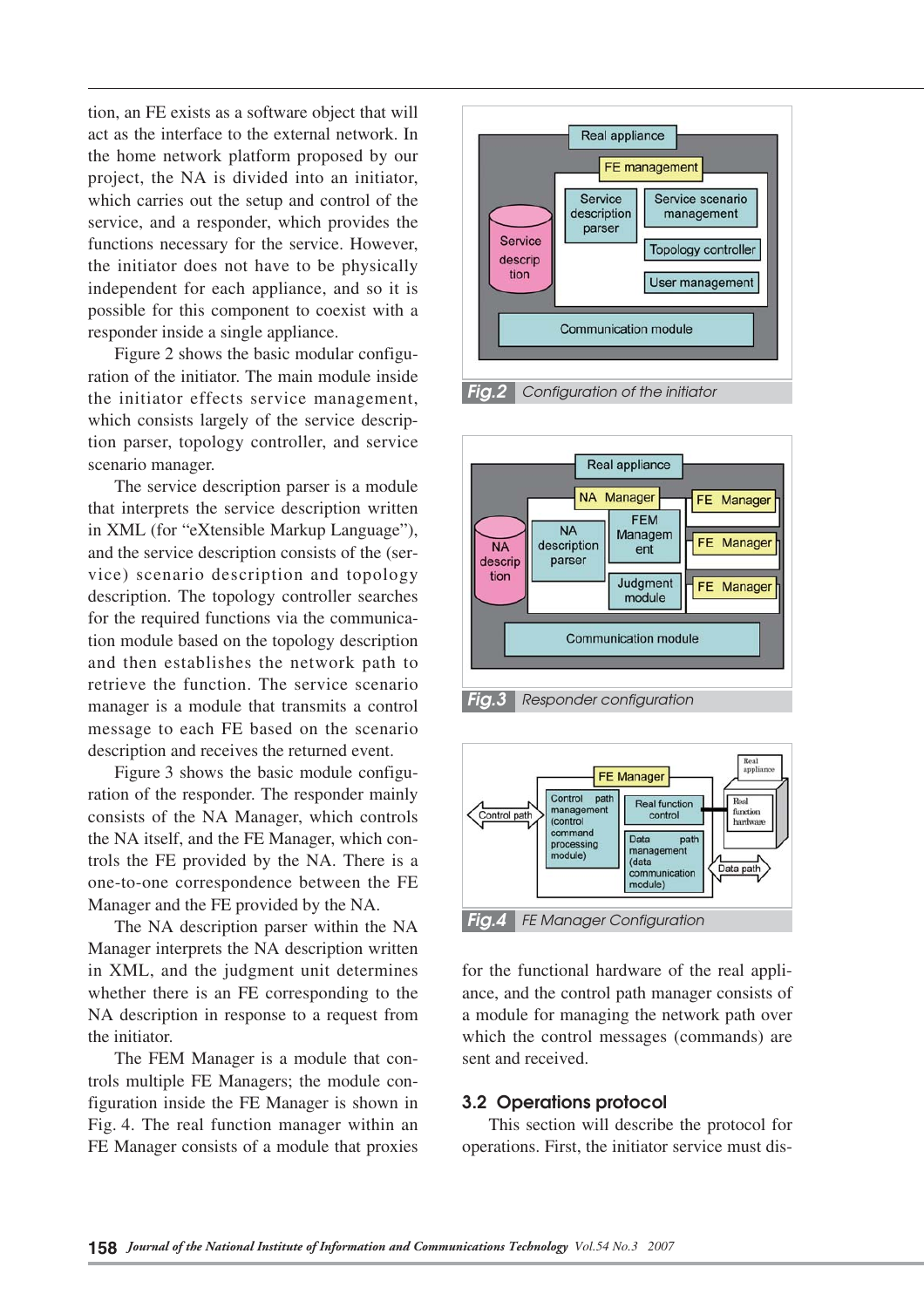tion, an FE exists as a software object that will act as the interface to the external network. In the home network platform proposed by our project, the NA is divided into an initiator, which carries out the setup and control of the service, and a responder, which provides the functions necessary for the service. However, the initiator does not have to be physically independent for each appliance, and so it is possible for this component to coexist with a responder inside a single appliance.

Figure 2 shows the basic modular configuration of the initiator. The main module inside the initiator effects service management, which consists largely of the service description parser, topology controller, and service scenario manager.

The service description parser is a module that interprets the service description written in XML (for "eXtensible Markup Language"), and the service description consists of the (service) scenario description and topology description. The topology controller searches for the required functions via the communication module based on the topology description and then establishes the network path to retrieve the function. The service scenario manager is a module that transmits a control message to each FE based on the scenario description and receives the returned event.

Figure 3 shows the basic module configuration of the responder. The responder mainly consists of the NA Manager, which controls the NA itself, and the FE Manager, which controls the FE provided by the NA. There is a one-to-one correspondence between the FE Manager and the FE provided by the NA.

The NA description parser within the NA Manager interprets the NA description written in XML, and the judgment unit determines whether there is an FE corresponding to the NA description in response to a request from the initiator.

The FEM Manager is a module that controls multiple FE Managers; the module configuration inside the FE Manager is shown in Fig. 4. The real function manager within an FE Manager consists of a module that proxies for the functional hardware of the real appliance, and the control path manager consists of a module for managing the network path over which the control messages (commands) are sent and received.

**Fig.2** Configuration of the initiator

**Fig.3** Responder configuration

**Fig.4** FE Manager Configuration

### 3.2 Operations protocol

This section will describe the protocol for operations. First, the initiator service must dis-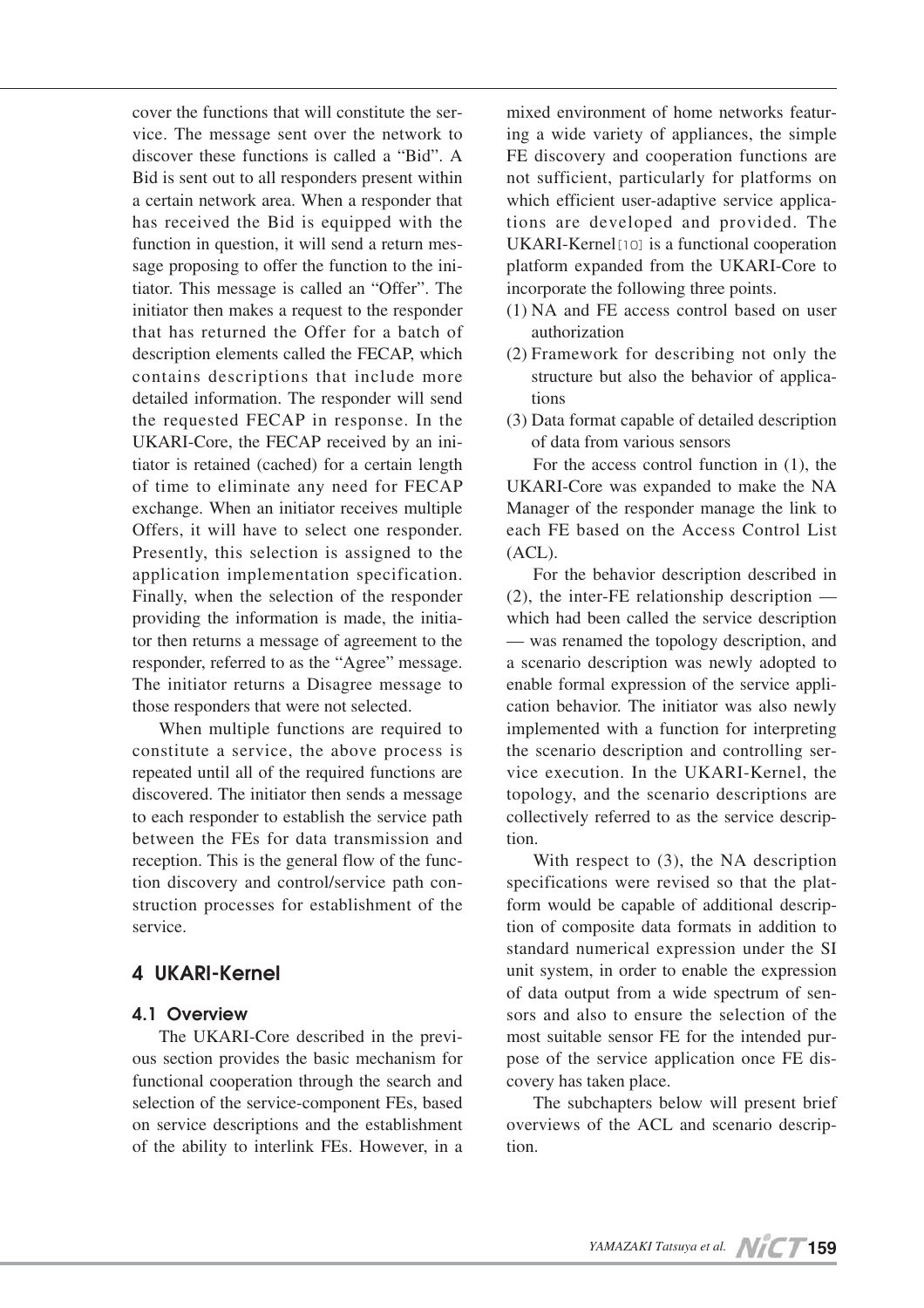cover the functions that will constitute the service. The message sent over the network to discover these functions is called a "Bid". A Bid is sent out to all responders present within a certain network area. When a responder that has received the Bid is equipped with the function in question, it will send a return message proposing to offer the function to the initiator. This message is called an "Offer". The initiator then makes a request to the responder that has returned the Offer for a batch of description elements called the FECAP, which contains descriptions that include more detailed information. The responder will send the requested FECAP in response. In the UKARI-Core, the FECAP received by an initiator is retained (cached) for a certain length of time to eliminate any need for FECAP exchange. When an initiator receives multiple Offers, it will have to select one responder. Presently, this selection is assigned to the application implementation specification. Finally, when the selection of the responder providing the information is made, the initiator then returns a message of agreement to the responder, referred to as the "Agree" message. The initiator returns a Disagree message to those responders that were not selected.

When multiple functions are required to constitute a service, the above process is repeated until all of the required functions are discovered. The initiator then sends a message to each responder to establish the service path between the FEs for data transmission and reception. This is the general flow of the function discovery and control/service path construction processes for establishment of the service.

## 4 UKARI-Kernel

### 4.1 Overview

The UKARI-Core described in the previous section provides the basic mechanism for functional cooperation through the search and selection of the service-component FEs, based on service descriptions and the establishment of the ability to interlink FEs. However, in a mixed environment of home networks featuring a wide variety of appliances, the simple FE discovery and cooperation functions are not sufficient, particularly for platforms on which efficient user-adaptive service applications are developed and provided. The UKARI-Kernel[10] is a functional cooperation platform expanded from the UKARI-Core to incorporate the following three points.

(1) NA and FE access control based on user authorization
(2) Framework for describing not only the structure but also the behavior of applications
(3) Data format capable of detailed description of data from various sensors

For the access control function in (1), the UKARI-Core was expanded to make the NA Manager of the responder manage the link to each FE based on the Access Control List (ACL).

For the behavior description described in (2), the inter-FE relationship description — which had been called the service description — was renamed the topology description, and a scenario description was newly adopted to enable formal expression of the service application behavior. The initiator was also newly implemented with a function for interpreting the scenario description and controlling service execution. In the UKARI-Kernel, the topology, and the scenario descriptions are collectively referred to as the service description.

With respect to (3), the NA description specifications were revised so that the platform would be capable of additional description of composite data formats in addition to standard numerical expression under the SI unit system, in order to enable the expression of data output from a wide spectrum of sensors and also to ensure the selection of the most suitable sensor FE for the intended purpose of the service application once FE discovery has taken place.

The subchapters below will present brief overviews of the ACL and scenario description.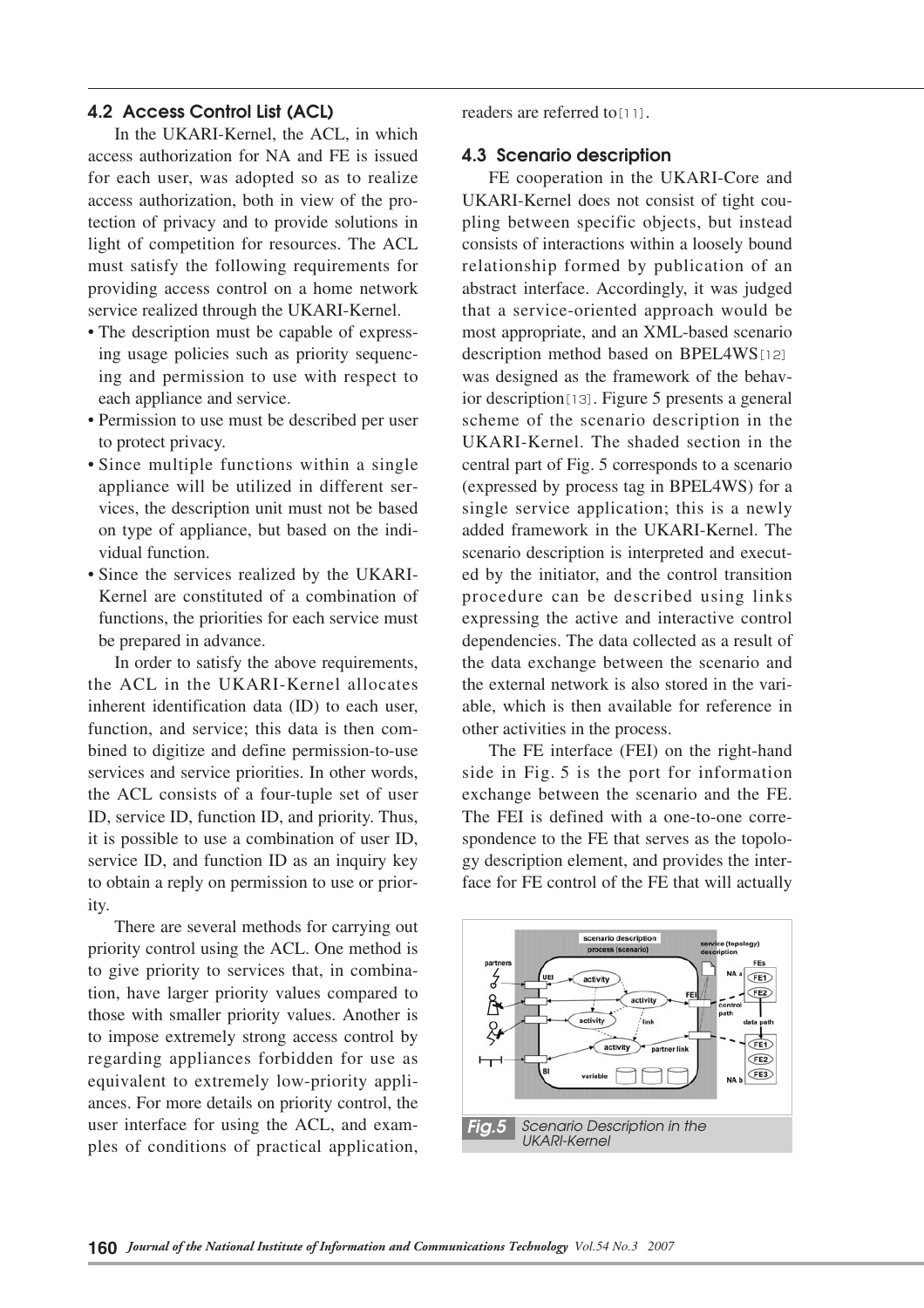### 4.2 Access Control List (ACL)

In the UKARI-Kernel, the ACL, in which access authorization for NA and FE is issued for each user, was adopted so as to realize access authorization, both in view of the protection of privacy and to provide solutions in light of competition for resources. The ACL must satisfy the following requirements for providing access control on a home network service realized through the UKARI-Kernel.

- The description must be capable of expressing usage policies such as priority sequencing and permission to use with respect to each appliance and service.
- Permission to use must be described per user to protect privacy.
- Since multiple functions within a single appliance will be utilized in different services, the description unit must not be based on type of appliance, but based on the individual function.
- Since the services realized by the UKARI-Kernel are constituted of a combination of functions, the priorities for each service must be prepared in advance.

In order to satisfy the above requirements, the ACL in the UKARI-Kernel allocates inherent identification data (ID) to each user, function, and service; this data is then combined to digitize and define permission-to-use services and service priorities. In other words, the ACL consists of a four-tuple set of user ID, service ID, function ID, and priority. Thus, it is possible to use a combination of user ID, service ID, and function ID as an inquiry key to obtain a reply on permission to use or priority.

There are several methods for carrying out priority control using the ACL. One method is to give priority to services that, in combination, have larger priority values compared to those with smaller priority values. Another is to impose extremely strong access control by regarding appliances forbidden for use as equivalent to extremely low-priority appliances. For more details on priority control, the user interface for using the ACL, and examples of conditions of practical application, readers are referred to[11].

### 4.3 Scenario description

FE cooperation in the UKARI-Core and UKARI-Kernel does not consist of tight coupling between specific objects, but instead consists of interactions within a loosely bound relationship formed by publication of an abstract interface. Accordingly, it was judged that a service-oriented approach would be most appropriate, and an XML-based scenario description method based on BPEL4WS[12] was designed as the framework of the behavior description[13]. Figure 5 presents a general scheme of the scenario description in the UKARI-Kernel. The shaded section in the central part of Fig. 5 corresponds to a scenario (expressed by process tag in BPEL4WS) for a single service application; this is a newly added framework in the UKARI-Kernel. The scenario description is interpreted and executed by the initiator, and the control transition procedure can be described using links expressing the active and interactive control dependencies. The data collected as a result of the data exchange between the scenario and the external network is also stored in the variable, which is then available for reference in other activities in the process.

The FE interface (FEI) on the right-hand side in Fig. 5 is the port for information exchange between the scenario and the FE. The FEI is defined with a one-to-one correspondence to the FE that serves as the topology description element, and provides the interface for FE control of the FE that will actually

**Fig.5** Scenario Description in the UKARI-Kernel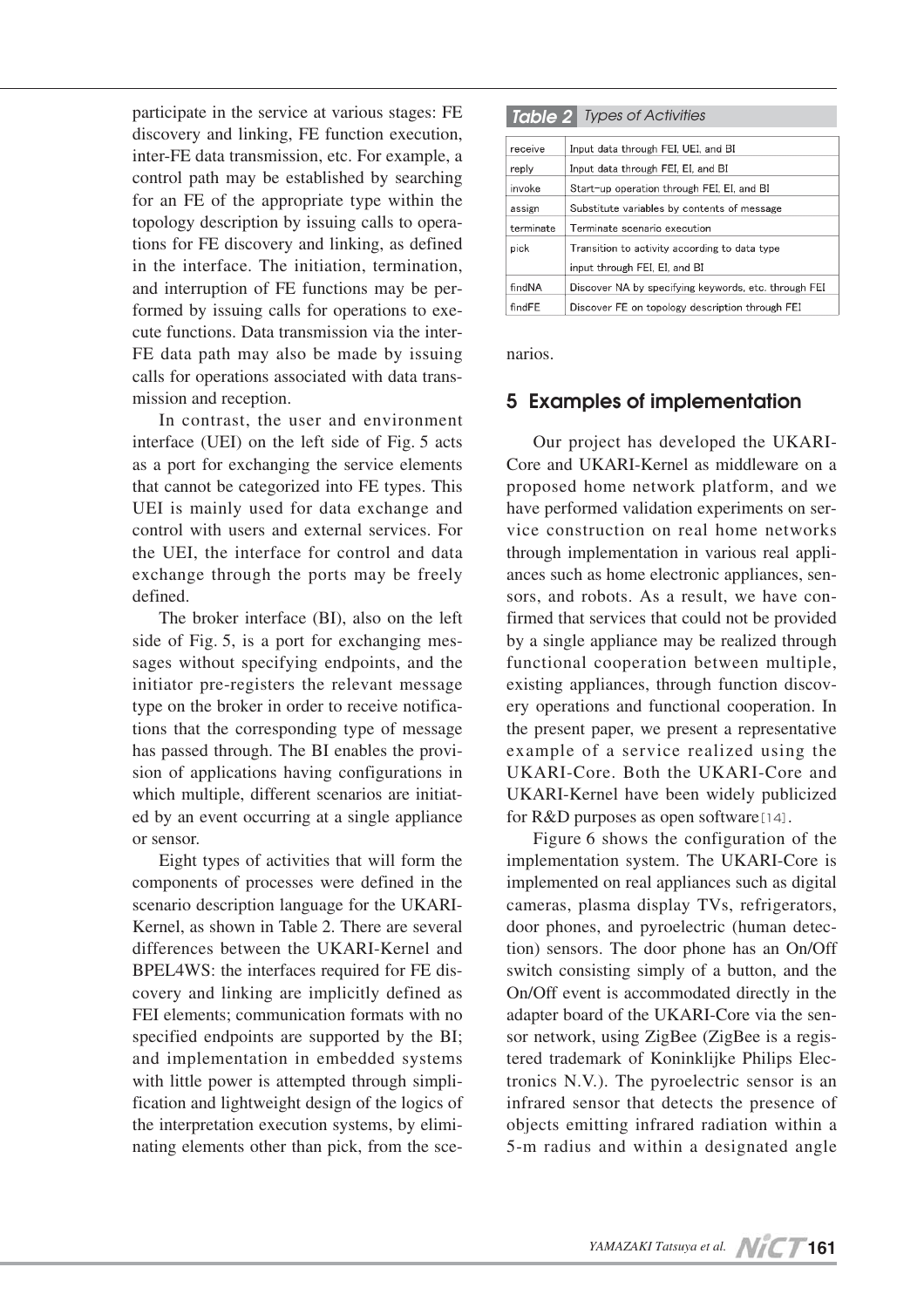participate in the service at various stages: FE discovery and linking, FE function execution, inter-FE data transmission, etc. For example, a control path may be established by searching for an FE of the appropriate type within the topology description by issuing calls to operations for FE discovery and linking, as defined in the interface. The initiation, termination, and interruption of FE functions may be performed by issuing calls for operations to execute functions. Data transmission via the inter-FE data path may also be made by issuing calls for operations associated with data transmission and reception.

In contrast, the user and environment interface (UEI) on the left side of Fig. 5 acts as a port for exchanging the service elements that cannot be categorized into FE types. This UEI is mainly used for data exchange and control with users and external services. For the UEI, the interface for control and data exchange through the ports may be freely defined.

The broker interface (BI), also on the left side of Fig. 5, is a port for exchanging messages without specifying endpoints, and the initiator pre-registers the relevant message type on the broker in order to receive notifications that the corresponding type of message has passed through. The BI enables the provision of applications having configurations in which multiple, different scenarios are initiated by an event occurring at a single appliance or sensor.

Eight types of activities that will form the components of processes were defined in the scenario description language for the UKARI-Kernel, as shown in Table 2. There are several differences between the UKARI-Kernel and BPEL4WS: the interfaces required for FE discovery and linking are implicitly defined as FEI elements; communication formats with no specified endpoints are supported by the BI; and implementation in embedded systems with little power is attempted through simplification and lightweight design of the logics of the interpretation execution systems, by eliminating elements other than pick, from the scenarios.

**Table 2** *Types of Activities*

| | |
|---|---|
| receive | Input data through FEI, UEI, and BI |
| reply | Input data through FEI, EI, and BI |
| invoke | Start-up operation through FEI, EI, and BI |
| assign | Substitute variables by contents of message |
| terminate | Terminate scenario execution |
| pick | Transition to activity according to data type input through FEI, EI, and BI |
| findNA | Discover NA by specifying keywords, etc. through FEI |
| findFE | Discover FE on topology description through FEI |

## 5 Examples of implementation

Our project has developed the UKARI-Core and UKARI-Kernel as middleware on a proposed home network platform, and we have performed validation experiments on service construction on real home networks through implementation in various real appliances such as home electronic appliances, sensors, and robots. As a result, we have confirmed that services that could not be provided by a single appliance may be realized through functional cooperation between multiple, existing appliances, through function discovery operations and functional cooperation. In the present paper, we present a representative example of a service realized using the UKARI-Core. Both the UKARI-Core and UKARI-Kernel have been widely publicized for R&D purposes as open software[14].

Figure 6 shows the configuration of the implementation system. The UKARI-Core is implemented on real appliances such as digital cameras, plasma display TVs, refrigerators, door phones, and pyroelectric (human detection) sensors. The door phone has an On/Off switch consisting simply of a button, and the On/Off event is accommodated directly in the adapter board of the UKARI-Core via the sensor network, using ZigBee (ZigBee is a registered trademark of Koninklijke Philips Electronics N.V.). The pyroelectric sensor is an infrared sensor that detects the presence of objects emitting infrared radiation within a 5-m radius and within a designated angle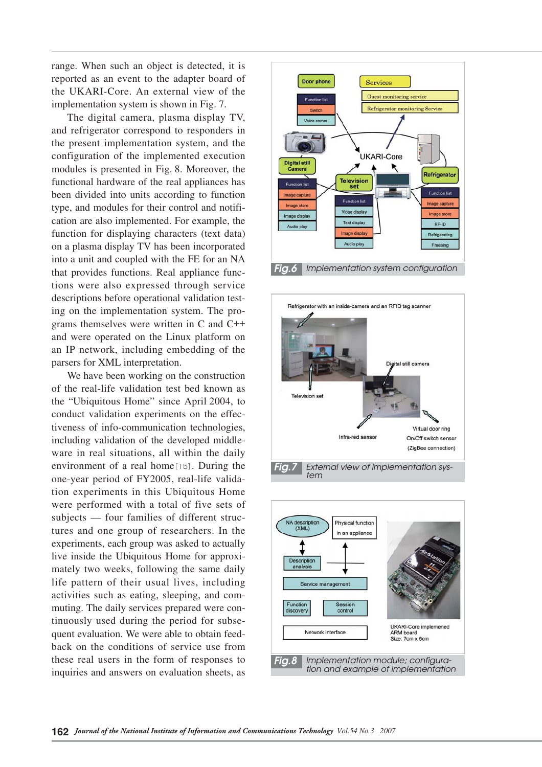range. When such an object is detected, it is reported as an event to the adapter board of the UKARI-Core. An external view of the implementation system is shown in Fig. 7.

The digital camera, plasma display TV, and refrigerator correspond to responders in the present implementation system, and the configuration of the implemented execution modules is presented in Fig. 8. Moreover, the functional hardware of the real appliances has been divided into units according to function type, and modules for their control and notification are also implemented. For example, the function for displaying characters (text data) on a plasma display TV has been incorporated into a unit and coupled with the FE for an NA that provides functions. Real appliance functions were also expressed through service descriptions before operational validation testing on the implementation system. The programs themselves were written in C and C++ and were operated on the Linux platform on an IP network, including embedding of the parsers for XML interpretation.

We have been working on the construction of the real-life validation test bed known as the “Ubiquitous Home” since April 2004, to conduct validation experiments on the effectiveness of info-communication technologies, including validation of the developed middleware in real situations, all within the daily environment of a real home[15]. During the one-year period of FY2005, real-life validation experiments in this Ubiquitous Home were performed with a total of five sets of subjects — four families of different structures and one group of researchers. In the experiments, each group was asked to actually live inside the Ubiquitous Home for approximately two weeks, following the same daily life pattern of their usual lives, including activities such as eating, sleeping, and commuting. The daily services prepared were continuously used during the period for subsequent evaluation. We were able to obtain feedback on the conditions of service use from these real users in the form of responses to inquiries and answers on evaluation sheets, as

**Fig.6** Implementation system configuration

**Fig.7** External view of implementation system

**Fig.8** Implementation module; configuration and example of implementation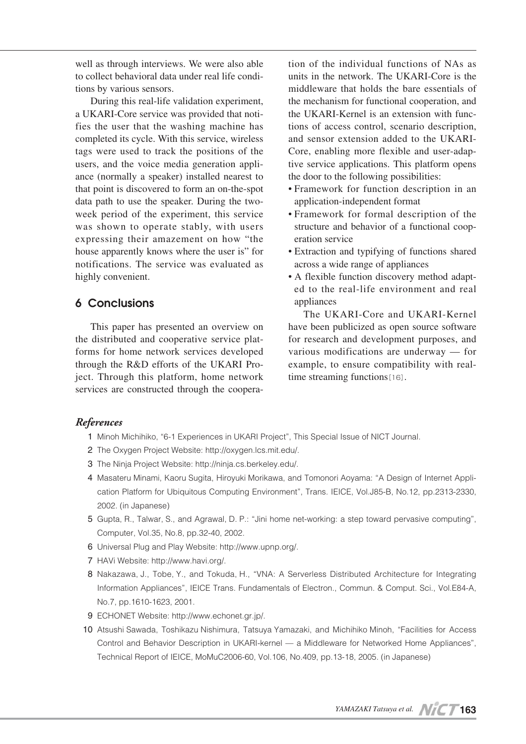well as through interviews. We were also able to collect behavioral data under real life conditions by various sensors.

During this real-life validation experiment, a UKARI-Core service was provided that notifies the user that the washing machine has completed its cycle. With this service, wireless tags were used to track the positions of the users, and the voice media generation appliance (normally a speaker) installed nearest to that point is discovered to form an on-the-spot data path to use the speaker. During the two-week period of the experiment, this service was shown to operate stably, with users expressing their amazement on how "the house apparently knows where the user is" for notifications. The service was evaluated as highly convenient.

## 6 Conclusions

This paper has presented an overview on the distributed and cooperative service platforms for home network services developed through the R&D efforts of the UKARI Project. Through this platform, home network services are constructed through the cooperation of the individual functions of NAs as units in the network. The UKARI-Core is the middleware that holds the bare essentials of the mechanism for functional cooperation, and the UKARI-Kernel is an extension with functions of access control, scenario description, and sensor extension added to the UKARI-Core, enabling more flexible and user-adaptive service applications. This platform opens the door to the following possibilities:

- Framework for function description in an application-independent format
- Framework for formal description of the structure and behavior of a functional cooperation service
- Extraction and typifying of functions shared across a wide range of appliances
- A flexible function discovery method adapted to the real-life environment and real appliances

The UKARI-Core and UKARI-Kernel have been publicized as open source software for research and development purposes, and various modifications are underway — for example, to ensure compatibility with real-time streaming functions[16].

### *References*

1. Minoh Michihiko, "6-1 Experiences in UKARI Project", This Special Issue of NICT Journal.
2. The Oxygen Project Website: http://oxygen.lcs.mit.edu/.
3. The Ninja Project Website: http://ninja.cs.berkeley.edu/.
4. Masateru Minami, Kaoru Sugita, Hiroyuki Morikawa, and Tomonori Aoyama: "A Design of Internet Application Platform for Ubiquitous Computing Environment", Trans. IEICE, Vol.J85-B, No.12, pp.2313-2330, 2002. (in Japanese)
5. Gupta, R., Talwar, S., and Agrawal, D. P.: "Jini home net-working: a step toward pervasive computing", Computer, Vol.35, No.8, pp.32-40, 2002.
6. Universal Plug and Play Website: http://www.upnp.org/.
7. HAVi Website: http://www.havi.org/.
8. Nakazawa, J., Tobe, Y., and Tokuda, H., "VNA: A Serverless Distributed Architecture for Integrating Information Appliances", IEICE Trans. Fundamentals of Electron., Commun. & Comput. Sci., Vol.E84-A, No.7, pp.1610-1623, 2001.
9. ECHONET Website: http://www.echonet.gr.jp/.
10. Atsushi Sawada, Toshikazu Nishimura, Tatsuya Yamazaki, and Michihiko Minoh, "Facilities for Access Control and Behavior Description in UKARI-kernel — a Middleware for Networked Home Appliances", Technical Report of IEICE, MoMuC2006-60, Vol.106, No.409, pp.13-18, 2005. (in Japanese)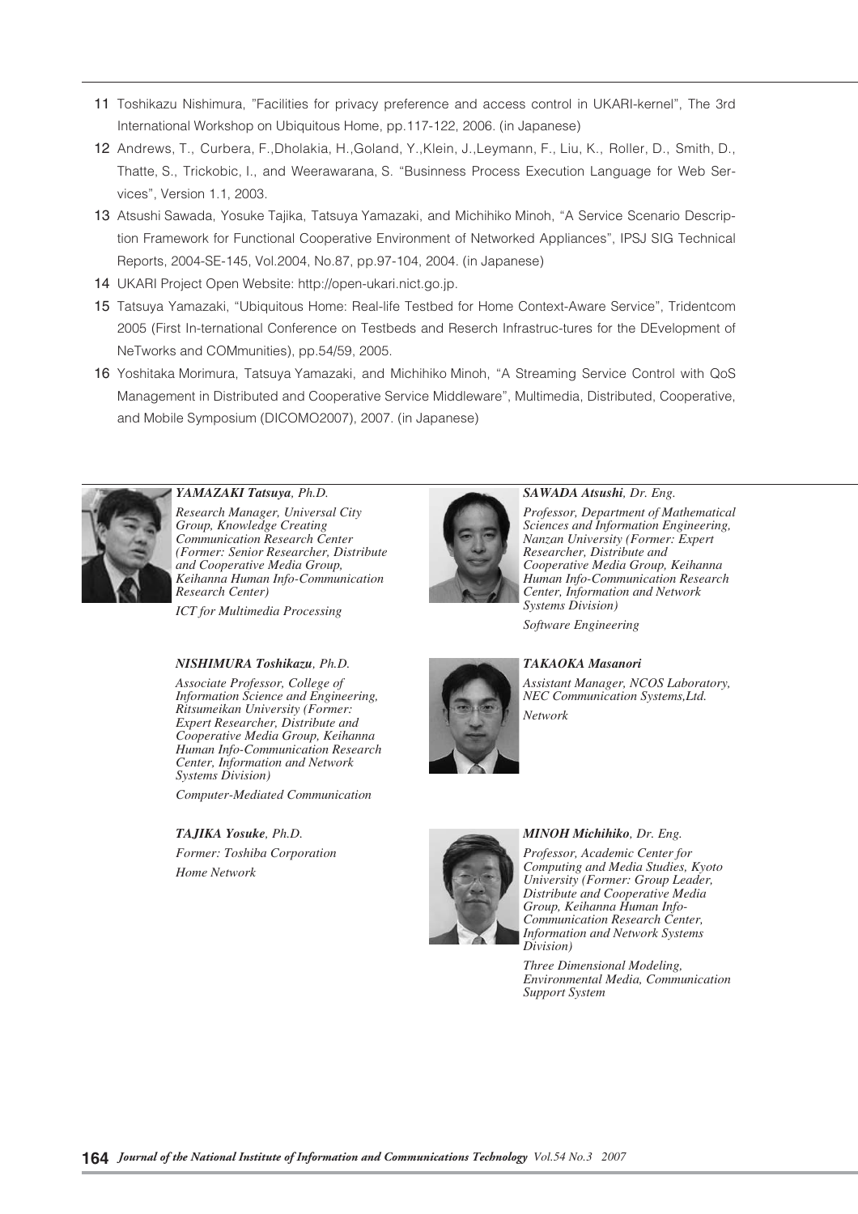11 Toshikazu Nishimura, "Facilities for privacy preference and access control in UKARI-kernel", The 3rd International Workshop on Ubiquitous Home, pp.117-122, 2006. (in Japanese)

12 Andrews, T., Curbera, F.,Dholakia, H.,Goland, Y.,Klein, J.,Leymann, F., Liu, K., Roller, D., Smith, D., Thatte, S., Trickobic, I., and Weerawarana, S. "Businness Process Execution Language for Web Services", Version 1.1, 2003.

13 Atsushi Sawada, Yosuke Tajika, Tatsuya Yamazaki, and Michihiko Minoh, "A Service Scenario Description Framework for Functional Cooperative Environment of Networked Appliances", IPSJ SIG Technical Reports, 2004-SE-145, Vol.2004, No.87, pp.97-104, 2004. (in Japanese)

14 UKARI Project Open Website: http://open-ukari.nict.go.jp.

15 Tatsuya Yamazaki, "Ubiquitous Home: Real-life Testbed for Home Context-Aware Service", Tridentcom 2005 (First In-ternational Conference on Testbeds and Reserch Infrastruc-tures for the DEvelopment of NeTworks and COMmunities), pp.54/59, 2005.

16 Yoshitaka Morimura, Tatsuya Yamazaki, and Michihiko Minoh, "A Streaming Service Control with QoS Management in Distributed and Cooperative Service Middleware", Multimedia, Distributed, Cooperative, and Mobile Symposium (DICOMO2007), 2007. (in Japanese)

***YAMAZAKI Tatsuya**, Ph.D.*

*Research Manager, Universal City Group, Knowledge Creating Communication Research Center (Former: Senior Researcher, Distribute and Cooperative Media Group, Keihanna Human Info-Communication Research Center)*

*ICT for Multimedia Processing*

***NISHIMURA Toshikazu**, Ph.D.*

*Associate Professor, College of Information Science and Engineering, Ritsumeikan University (Former: Expert Researcher, Distribute and Cooperative Media Group, Keihanna Human Info-Communication Research Center, Information and Network Systems Division)*

*Computer-Mediated Communication*

***TAJIKA Yosuke**, Ph.D.*

*Former: Toshiba Corporation*

*Home Network*

***SAWADA Atsushi**, Dr. Eng.*

*Professor, Department of Mathematical Sciences and Information Engineering, Nanzan University (Former: Expert Researcher, Distribute and Cooperative Media Group, Keihanna Human Info-Communication Research Center, Information and Network Systems Division)*

*Software Engineering*

***TAKAOKA Masanori***

*Assistant Manager, NCOS Laboratory, NEC Communication Systems,Ltd.*

*Network*

***MINOH Michihiko**, Dr. Eng.*

*Professor, Academic Center for Computing and Media Studies, Kyoto University (Former: Group Leader, Distribute and Cooperative Media Group, Keihanna Human Info-Communication Research Center, Information and Network Systems Division)*

*Three Dimensional Modeling, Environmental Media, Communication Support System*